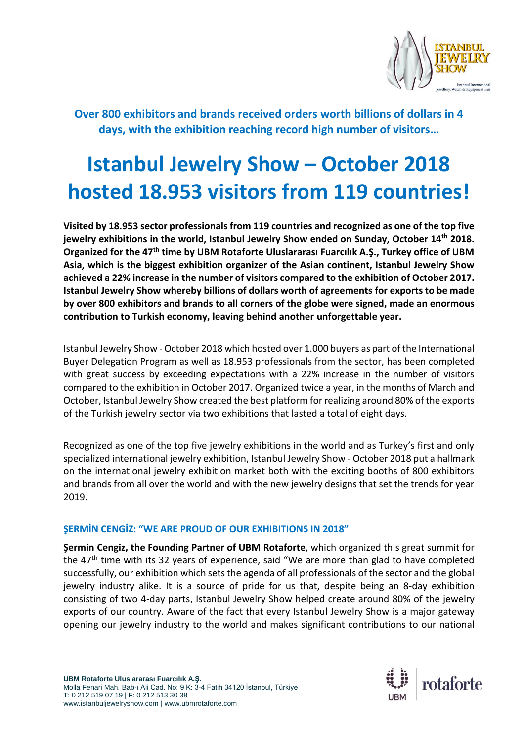**Over 800 exhibitors and brands received orders worth billions of dollars in 4 days, with the exhibition reaching record high number of visitors…**

# Istanbul Jewelry Show – October 2018 hosted 18.953 visitors from 119 countries!

**Visited by 18.953 sector professionals from 119 countries and recognized as one of the top five jewelry exhibitions in the world, Istanbul Jewelry Show ended on Sunday, October 14th 2018. Organized for the 47th time by UBM Rotaforte Uluslararası Fuarcılık A.Ş., Turkey office of UBM Asia, which is the biggest exhibition organizer of the Asian continent, Istanbul Jewelry Show achieved a 22% increase in the number of visitors compared to the exhibition of October 2017. Istanbul Jewelry Show whereby billions of dollars worth of agreements for exports to be made by over 800 exhibitors and brands to all corners of the globe were signed, made an enormous contribution to Turkish economy, leaving behind another unforgettable year.**

Istanbul Jewelry Show - October 2018 which hosted over 1.000 buyers as part of the International Buyer Delegation Program as well as 18.953 professionals from the sector, has been completed with great success by exceeding expectations with a 22% increase in the number of visitors compared to the exhibition in October 2017. Organized twice a year, in the months of March and October, Istanbul Jewelry Show created the best platform for realizing around 80% of the exports of the Turkish jewelry sector via two exhibitions that lasted a total of eight days.

Recognized as one of the top five jewelry exhibitions in the world and as Turkey's first and only specialized international jewelry exhibition, Istanbul Jewelry Show - October 2018 put a hallmark on the international jewelry exhibition market both with the exciting booths of 800 exhibitors and brands from all over the world and with the new jewelry designs that set the trends for year 2019.

### ŞERMİN CENGİZ: "WE ARE PROUD OF OUR EXHIBITIONS IN 2018"

**Şermin Cengiz, the Founding Partner of UBM Rotaforte**, which organized this great summit for the 47th time with its 32 years of experience, said "We are more than glad to have completed successfully, our exhibition which sets the agenda of all professionals of the sector and the global jewelry industry alike. It is a source of pride for us that, despite being an 8-day exhibition consisting of two 4-day parts, Istanbul Jewelry Show helped create around 80% of the jewelry exports of our country. Aware of the fact that every Istanbul Jewelry Show is a major gateway opening our jewelry industry to the world and makes significant contributions to our national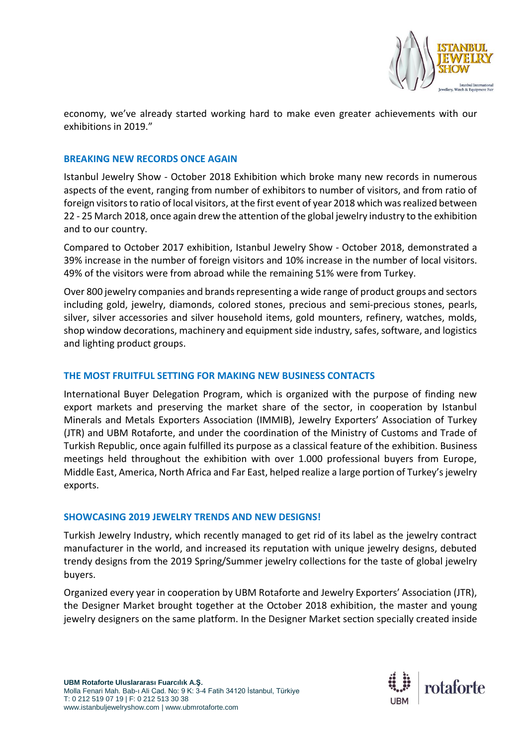economy, we've already started working hard to make even greater achievements with our exhibitions in 2019."

## BREAKING NEW RECORDS ONCE AGAIN

Istanbul Jewelry Show - October 2018 Exhibition which broke many new records in numerous aspects of the event, ranging from number of exhibitors to number of visitors, and from ratio of foreign visitors to ratio of local visitors, at the first event of year 2018 which was realized between 22 - 25 March 2018, once again drew the attention of the global jewelry industry to the exhibition and to our country.

Compared to October 2017 exhibition, Istanbul Jewelry Show - October 2018, demonstrated a 39% increase in the number of foreign visitors and 10% increase in the number of local visitors. 49% of the visitors were from abroad while the remaining 51% were from Turkey.

Over 800 jewelry companies and brands representing a wide range of product groups and sectors including gold, jewelry, diamonds, colored stones, precious and semi-precious stones, pearls, silver, silver accessories and silver household items, gold mounters, refinery, watches, molds, shop window decorations, machinery and equipment side industry, safes, software, and logistics and lighting product groups.

## THE MOST FRUITFUL SETTING FOR MAKING NEW BUSINESS CONTACTS

International Buyer Delegation Program, which is organized with the purpose of finding new export markets and preserving the market share of the sector, in cooperation by Istanbul Minerals and Metals Exporters Association (IMMIB), Jewelry Exporters' Association of Turkey (JTR) and UBM Rotaforte, and under the coordination of the Ministry of Customs and Trade of Turkish Republic, once again fulfilled its purpose as a classical feature of the exhibition. Business meetings held throughout the exhibition with over 1.000 professional buyers from Europe, Middle East, America, North Africa and Far East, helped realize a large portion of Turkey's jewelry exports.

## SHOWCASING 2019 JEWELRY TRENDS AND NEW DESIGNS!

Turkish Jewelry Industry, which recently managed to get rid of its label as the jewelry contract manufacturer in the world, and increased its reputation with unique jewelry designs, debuted trendy designs from the 2019 Spring/Summer jewelry collections for the taste of global jewelry buyers.

Organized every year in cooperation by UBM Rotaforte and Jewelry Exporters' Association (JTR), the Designer Market brought together at the October 2018 exhibition, the master and young jewelry designers on the same platform. In the Designer Market section specially created inside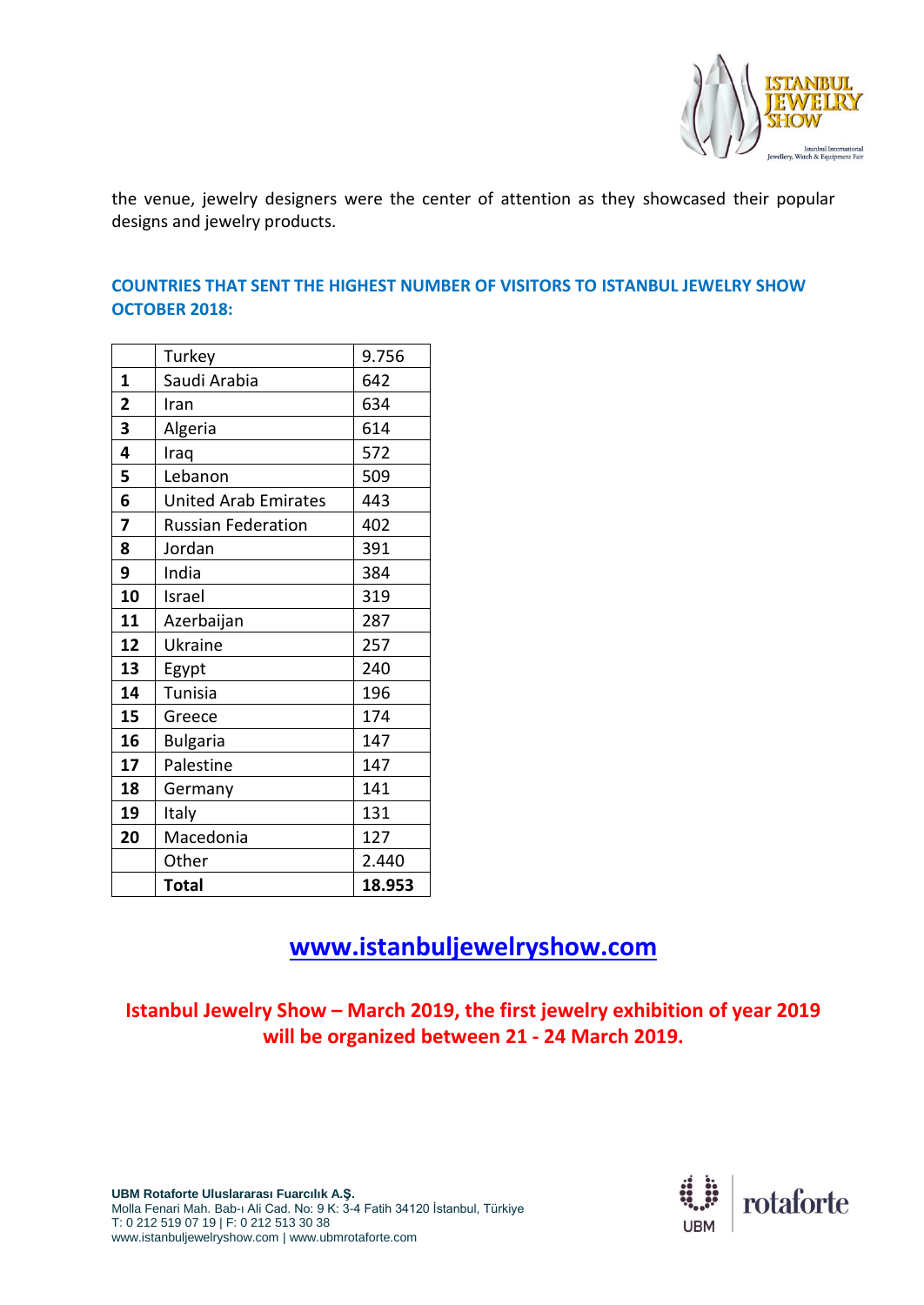the venue, jewelry designers were the center of attention as they showcased their popular designs and jewelry products.

**COUNTRIES THAT SENT THE HIGHEST NUMBER OF VISITORS TO ISTANBUL JEWELRY SHOW OCTOBER 2018:**

| | Turkey | 9.756 |
|---|---|---|
| **1** | Saudi Arabia | 642 |
| **2** | Iran | 634 |
| **3** | Algeria | 614 |
| **4** | Iraq | 572 |
| **5** | Lebanon | 509 |
| **6** | United Arab Emirates | 443 |
| **7** | Russian Federation | 402 |
| **8** | Jordan | 391 |
| **9** | India | 384 |
| **10** | Israel | 319 |
| **11** | Azerbaijan | 287 |
| **12** | Ukraine | 257 |
| **13** | Egypt | 240 |
| **14** | Tunisia | 196 |
| **15** | Greece | 174 |
| **16** | Bulgaria | 147 |
| **17** | Palestine | 147 |
| **18** | Germany | 141 |
| **19** | Italy | 131 |
| **20** | Macedonia | 127 |
| | Other | 2.440 |
| | **Total** | **18.953** |

**www.istanbuljewelryshow.com**

**Istanbul Jewelry Show – March 2019, the first jewelry exhibition of year 2019 will be organized between 21 - 24 March 2019.**

**UBM Rotaforte Uluslararası Fuarcılık A.Ş.**
Molla Fenari Mah. Bab-ı Ali Cad. No: 9 K: 3-4 Fatih 34120 İstanbul, Türkiye
T: 0 212 519 07 19 | F: 0 212 513 30 38
www.istanbuljewelryshow.com | www.ubmrotaforte.com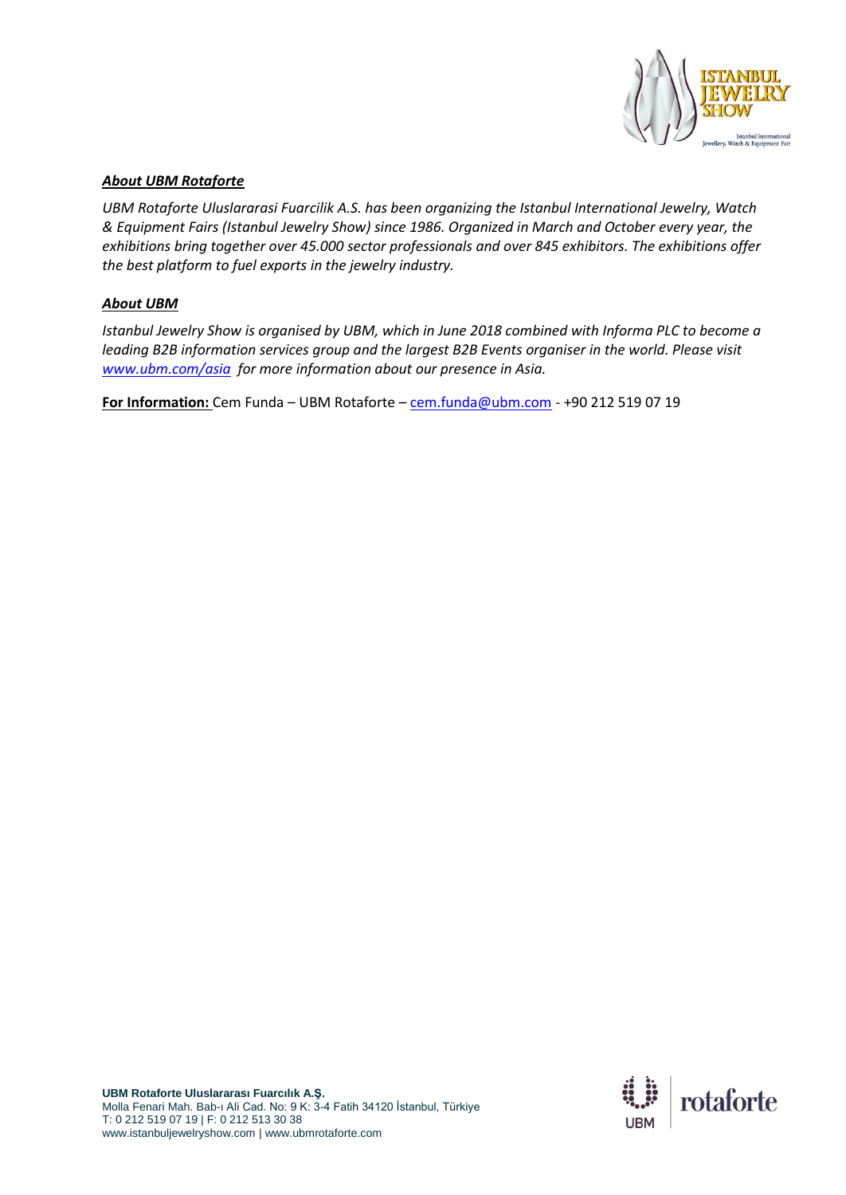***About UBM Rotaforte***

*UBM Rotaforte Uluslararasi Fuarcilik A.S. has been organizing the Istanbul International Jewelry, Watch & Equipment Fairs (Istanbul Jewelry Show) since 1986. Organized in March and October every year, the exhibitions bring together over 45.000 sector professionals and over 845 exhibitors. The exhibitions offer the best platform to fuel exports in the jewelry industry.*

***About UBM***

*Istanbul Jewelry Show is organised by UBM, which in June 2018 combined with Informa PLC to become a leading B2B information services group and the largest B2B Events organiser in the world. Please visit [www.ubm.com/asia](www.ubm.com/asia) for more information about our presence in Asia.*

**For Information:** Cem Funda – UBM Rotaforte – [cem.funda@ubm.com](mailto:cem.funda@ubm.com) - +90 212 519 07 19

**UBM Rotaforte Uluslararası Fuarcılık A.Ş.**
Molla Fenari Mah. Bab-ı Ali Cad. No: 9 K: 3-4 Fatih 34120 İstanbul, Türkiye
T: 0 212 519 07 19 | F: 0 212 513 30 38
www.istanbuljewelryshow.com | www.ubmrotaforte.com